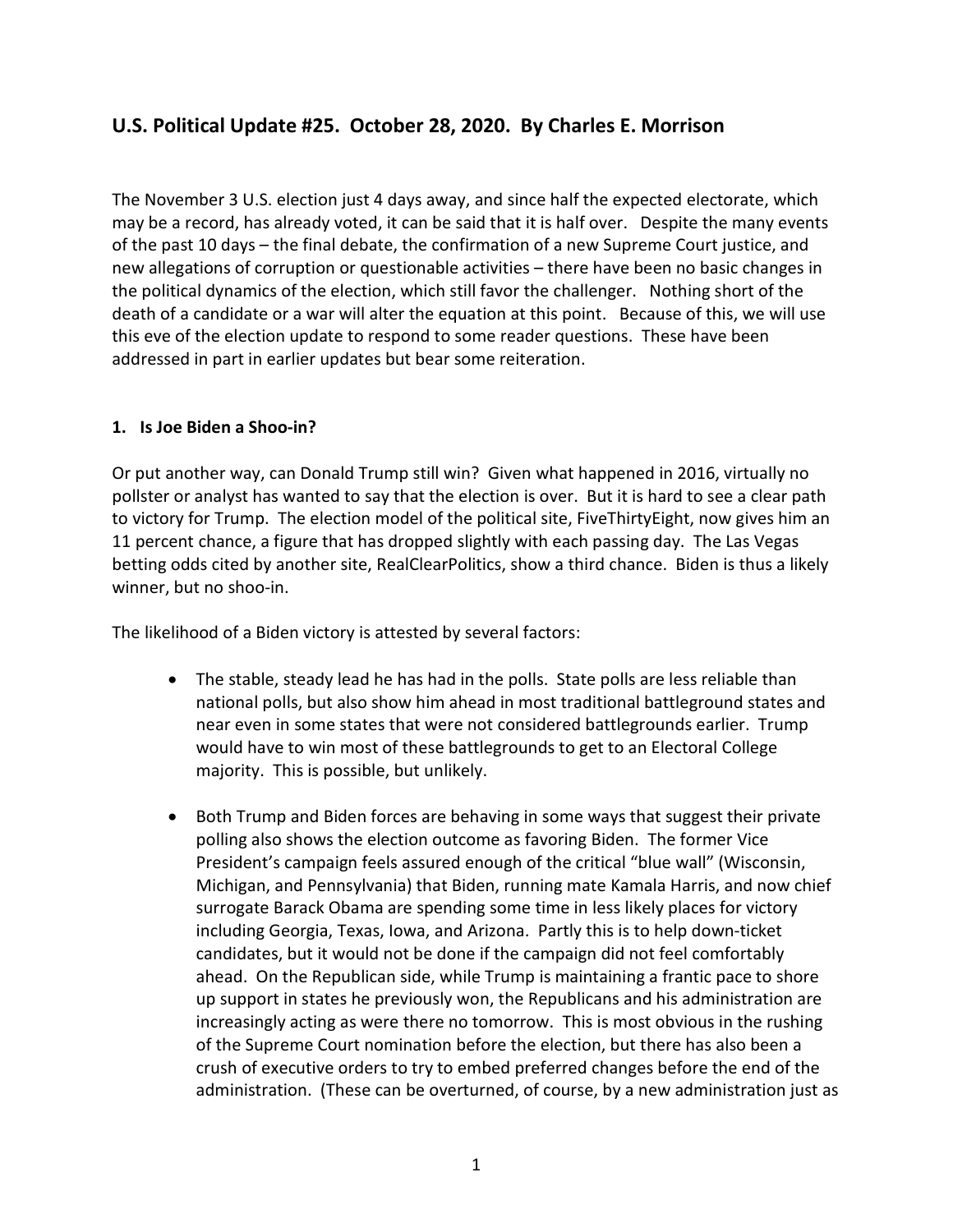## U.S. Political Update #25. October 28, 2020. By Charles E. Morrison

The November 3 U.S. election just 4 days away, and since half the expected electorate, which may be a record, has already voted, it can be said that it is half over. Despite the many events of the past 10 days – the final debate, the confirmation of a new Supreme Court justice, and new allegations of corruption or questionable activities – there have been no basic changes in the political dynamics of the election, which still favor the challenger. Nothing short of the death of a candidate or a war will alter the equation at this point. Because of this, we will use this eve of the election update to respond to some reader questions. These have been addressed in part in earlier updates but bear some reiteration.

### 1. Is Joe Biden a Shoo-in?

Or put another way, can Donald Trump still win? Given what happened in 2016, virtually no pollster or analyst has wanted to say that the election is over. But it is hard to see a clear path to victory for Trump. The election model of the political site, FiveThirtyEight, now gives him an 11 percent chance, a figure that has dropped slightly with each passing day. The Las Vegas betting odds cited by another site, RealClearPolitics, show a third chance. Biden is thus a likely winner, but no shoo-in.

The likelihood of a Biden victory is attested by several factors:

- The stable, steady lead he has had in the polls. State polls are less reliable than national polls, but also show him ahead in most traditional battleground states and near even in some states that were not considered battlegrounds earlier. Trump would have to win most of these battlegrounds to get to an Electoral College majority. This is possible, but unlikely.

- Both Trump and Biden forces are behaving in some ways that suggest their private polling also shows the election outcome as favoring Biden. The former Vice President's campaign feels assured enough of the critical "blue wall" (Wisconsin, Michigan, and Pennsylvania) that Biden, running mate Kamala Harris, and now chief surrogate Barack Obama are spending some time in less likely places for victory including Georgia, Texas, Iowa, and Arizona. Partly this is to help down-ticket candidates, but it would not be done if the campaign did not feel comfortably ahead. On the Republican side, while Trump is maintaining a frantic pace to shore up support in states he previously won, the Republicans and his administration are increasingly acting as were there no tomorrow. This is most obvious in the rushing of the Supreme Court nomination before the election, but there has also been a crush of executive orders to try to embed preferred changes before the end of the administration. (These can be overturned, of course, by a new administration just as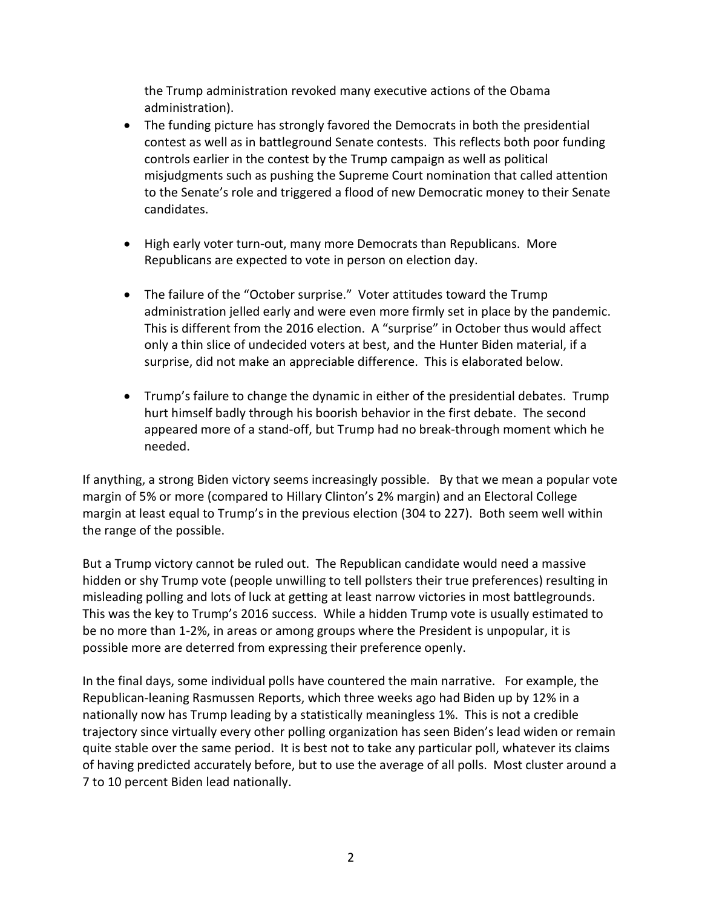the Trump administration revoked many executive actions of the Obama administration).

- The funding picture has strongly favored the Democrats in both the presidential contest as well as in battleground Senate contests. This reflects both poor funding controls earlier in the contest by the Trump campaign as well as political misjudgments such as pushing the Supreme Court nomination that called attention to the Senate's role and triggered a flood of new Democratic money to their Senate candidates.

- High early voter turn-out, many more Democrats than Republicans. More Republicans are expected to vote in person on election day.

- The failure of the "October surprise." Voter attitudes toward the Trump administration jelled early and were even more firmly set in place by the pandemic. This is different from the 2016 election. A "surprise" in October thus would affect only a thin slice of undecided voters at best, and the Hunter Biden material, if a surprise, did not make an appreciable difference. This is elaborated below.

- Trump's failure to change the dynamic in either of the presidential debates. Trump hurt himself badly through his boorish behavior in the first debate. The second appeared more of a stand-off, but Trump had no break-through moment which he needed.

If anything, a strong Biden victory seems increasingly possible. By that we mean a popular vote margin of 5% or more (compared to Hillary Clinton's 2% margin) and an Electoral College margin at least equal to Trump's in the previous election (304 to 227). Both seem well within the range of the possible.

But a Trump victory cannot be ruled out. The Republican candidate would need a massive hidden or shy Trump vote (people unwilling to tell pollsters their true preferences) resulting in misleading polling and lots of luck at getting at least narrow victories in most battlegrounds. This was the key to Trump's 2016 success. While a hidden Trump vote is usually estimated to be no more than 1-2%, in areas or among groups where the President is unpopular, it is possible more are deterred from expressing their preference openly.

In the final days, some individual polls have countered the main narrative. For example, the Republican-leaning Rasmussen Reports, which three weeks ago had Biden up by 12% in a nationally now has Trump leading by a statistically meaningless 1%. This is not a credible trajectory since virtually every other polling organization has seen Biden's lead widen or remain quite stable over the same period. It is best not to take any particular poll, whatever its claims of having predicted accurately before, but to use the average of all polls. Most cluster around a 7 to 10 percent Biden lead nationally.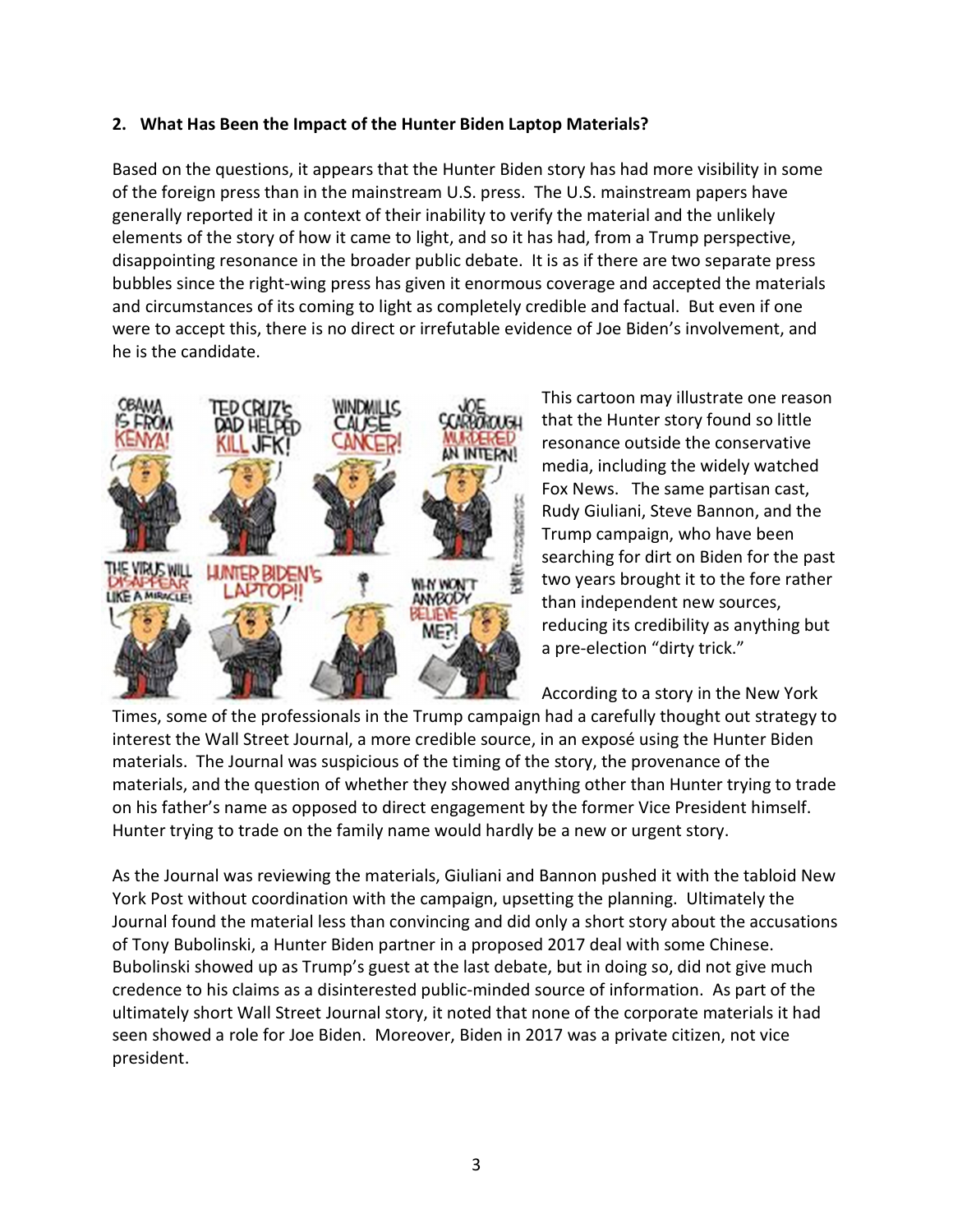## 2. What Has Been the Impact of the Hunter Biden Laptop Materials?

Based on the questions, it appears that the Hunter Biden story has had more visibility in some of the foreign press than in the mainstream U.S. press. The U.S. mainstream papers have generally reported it in a context of their inability to verify the material and the unlikely elements of the story of how it came to light, and so it has had, from a Trump perspective, disappointing resonance in the broader public debate. It is as if there are two separate press bubbles since the right-wing press has given it enormous coverage and accepted the materials and circumstances of its coming to light as completely credible and factual. But even if one were to accept this, there is no direct or irrefutable evidence of Joe Biden's involvement, and he is the candidate.

This cartoon may illustrate one reason that the Hunter story found so little resonance outside the conservative media, including the widely watched Fox News. The same partisan cast, Rudy Giuliani, Steve Bannon, and the Trump campaign, who have been searching for dirt on Biden for the past two years brought it to the fore rather than independent new sources, reducing its credibility as anything but a pre-election "dirty trick."

According to a story in the New York Times, some of the professionals in the Trump campaign had a carefully thought out strategy to interest the Wall Street Journal, a more credible source, in an exposé using the Hunter Biden materials. The Journal was suspicious of the timing of the story, the provenance of the materials, and the question of whether they showed anything other than Hunter trying to trade on his father's name as opposed to direct engagement by the former Vice President himself. Hunter trying to trade on the family name would hardly be a new or urgent story.

As the Journal was reviewing the materials, Giuliani and Bannon pushed it with the tabloid New York Post without coordination with the campaign, upsetting the planning. Ultimately the Journal found the material less than convincing and did only a short story about the accusations of Tony Bubolinski, a Hunter Biden partner in a proposed 2017 deal with some Chinese. Bubolinski showed up as Trump's guest at the last debate, but in doing so, did not give much credence to his claims as a disinterested public-minded source of information. As part of the ultimately short Wall Street Journal story, it noted that none of the corporate materials it had seen showed a role for Joe Biden. Moreover, Biden in 2017 was a private citizen, not vice president.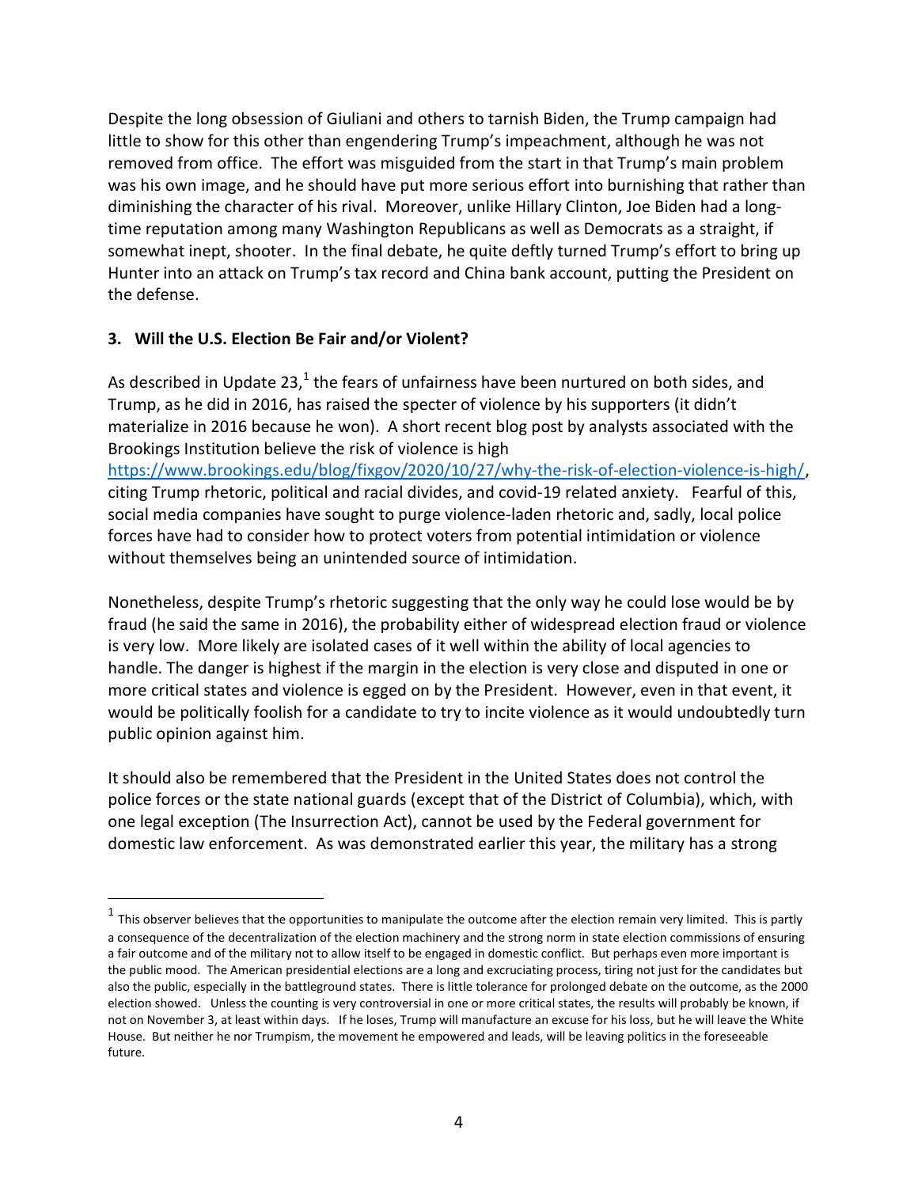Despite the long obsession of Giuliani and others to tarnish Biden, the Trump campaign had little to show for this other than engendering Trump's impeachment, although he was not removed from office. The effort was misguided from the start in that Trump's main problem was his own image, and he should have put more serious effort into burnishing that rather than diminishing the character of his rival. Moreover, unlike Hillary Clinton, Joe Biden had a long-time reputation among many Washington Republicans as well as Democrats as a straight, if somewhat inept, shooter. In the final debate, he quite deftly turned Trump's effort to bring up Hunter into an attack on Trump's tax record and China bank account, putting the President on the defense.

### 3. Will the U.S. Election Be Fair and/or Violent?

As described in Update 23,[1] the fears of unfairness have been nurtured on both sides, and Trump, as he did in 2016, has raised the specter of violence by his supporters (it didn't materialize in 2016 because he won). A short recent blog post by analysts associated with the Brookings Institution believe the risk of violence is high https://www.brookings.edu/blog/fixgov/2020/10/27/why-the-risk-of-election-violence-is-high/, citing Trump rhetoric, political and racial divides, and covid-19 related anxiety. Fearful of this, social media companies have sought to purge violence-laden rhetoric and, sadly, local police forces have had to consider how to protect voters from potential intimidation or violence without themselves being an unintended source of intimidation.

Nonetheless, despite Trump's rhetoric suggesting that the only way he could lose would be by fraud (he said the same in 2016), the probability either of widespread election fraud or violence is very low. More likely are isolated cases of it well within the ability of local agencies to handle. The danger is highest if the margin in the election is very close and disputed in one or more critical states and violence is egged on by the President. However, even in that event, it would be politically foolish for a candidate to try to incite violence as it would undoubtedly turn public opinion against him.

It should also be remembered that the President in the United States does not control the police forces or the state national guards (except that of the District of Columbia), which, with one legal exception (The Insurrection Act), cannot be used by the Federal government for domestic law enforcement. As was demonstrated earlier this year, the military has a strong

---

[1] This observer believes that the opportunities to manipulate the outcome after the election remain very limited. This is partly a consequence of the decentralization of the election machinery and the strong norm in state election commissions of ensuring a fair outcome and of the military not to allow itself to be engaged in domestic conflict. But perhaps even more important is the public mood. The American presidential elections are a long and excruciating process, tiring not just for the candidates but also the public, especially in the battleground states. There is little tolerance for prolonged debate on the outcome, as the 2000 election showed. Unless the counting is very controversial in one or more critical states, the results will probably be known, if not on November 3, at least within days. If he loses, Trump will manufacture an excuse for his loss, but he will leave the White House. But neither he nor Trumpism, the movement he empowered and leads, will be leaving politics in the foreseeable future.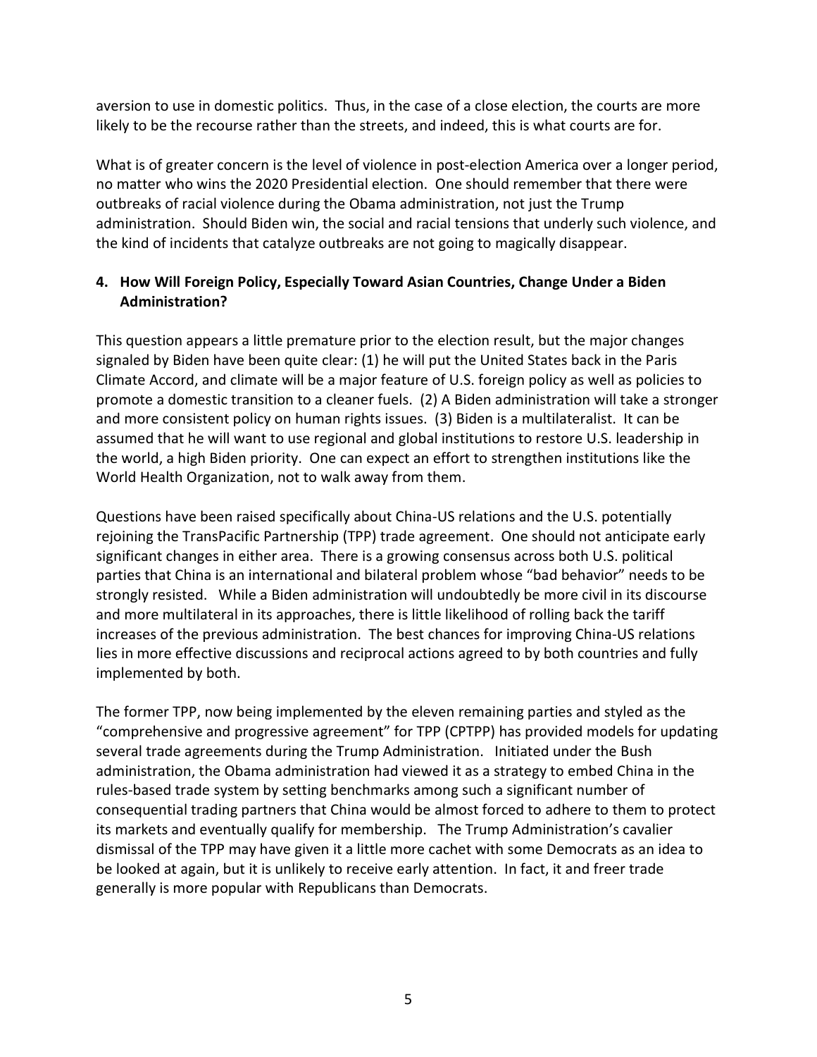aversion to use in domestic politics. Thus, in the case of a close election, the courts are more likely to be the recourse rather than the streets, and indeed, this is what courts are for.

What is of greater concern is the level of violence in post-election America over a longer period, no matter who wins the 2020 Presidential election. One should remember that there were outbreaks of racial violence during the Obama administration, not just the Trump administration. Should Biden win, the social and racial tensions that underly such violence, and the kind of incidents that catalyze outbreaks are not going to magically disappear.

### 4. How Will Foreign Policy, Especially Toward Asian Countries, Change Under a Biden Administration?

This question appears a little premature prior to the election result, but the major changes signaled by Biden have been quite clear: (1) he will put the United States back in the Paris Climate Accord, and climate will be a major feature of U.S. foreign policy as well as policies to promote a domestic transition to a cleaner fuels. (2) A Biden administration will take a stronger and more consistent policy on human rights issues. (3) Biden is a multilateralist. It can be assumed that he will want to use regional and global institutions to restore U.S. leadership in the world, a high Biden priority. One can expect an effort to strengthen institutions like the World Health Organization, not to walk away from them.

Questions have been raised specifically about China-US relations and the U.S. potentially rejoining the TransPacific Partnership (TPP) trade agreement. One should not anticipate early significant changes in either area. There is a growing consensus across both U.S. political parties that China is an international and bilateral problem whose "bad behavior" needs to be strongly resisted. While a Biden administration will undoubtedly be more civil in its discourse and more multilateral in its approaches, there is little likelihood of rolling back the tariff increases of the previous administration. The best chances for improving China-US relations lies in more effective discussions and reciprocal actions agreed to by both countries and fully implemented by both.

The former TPP, now being implemented by the eleven remaining parties and styled as the "comprehensive and progressive agreement" for TPP (CPTPP) has provided models for updating several trade agreements during the Trump Administration. Initiated under the Bush administration, the Obama administration had viewed it as a strategy to embed China in the rules-based trade system by setting benchmarks among such a significant number of consequential trading partners that China would be almost forced to adhere to them to protect its markets and eventually qualify for membership. The Trump Administration's cavalier dismissal of the TPP may have given it a little more cachet with some Democrats as an idea to be looked at again, but it is unlikely to receive early attention. In fact, it and freer trade generally is more popular with Republicans than Democrats.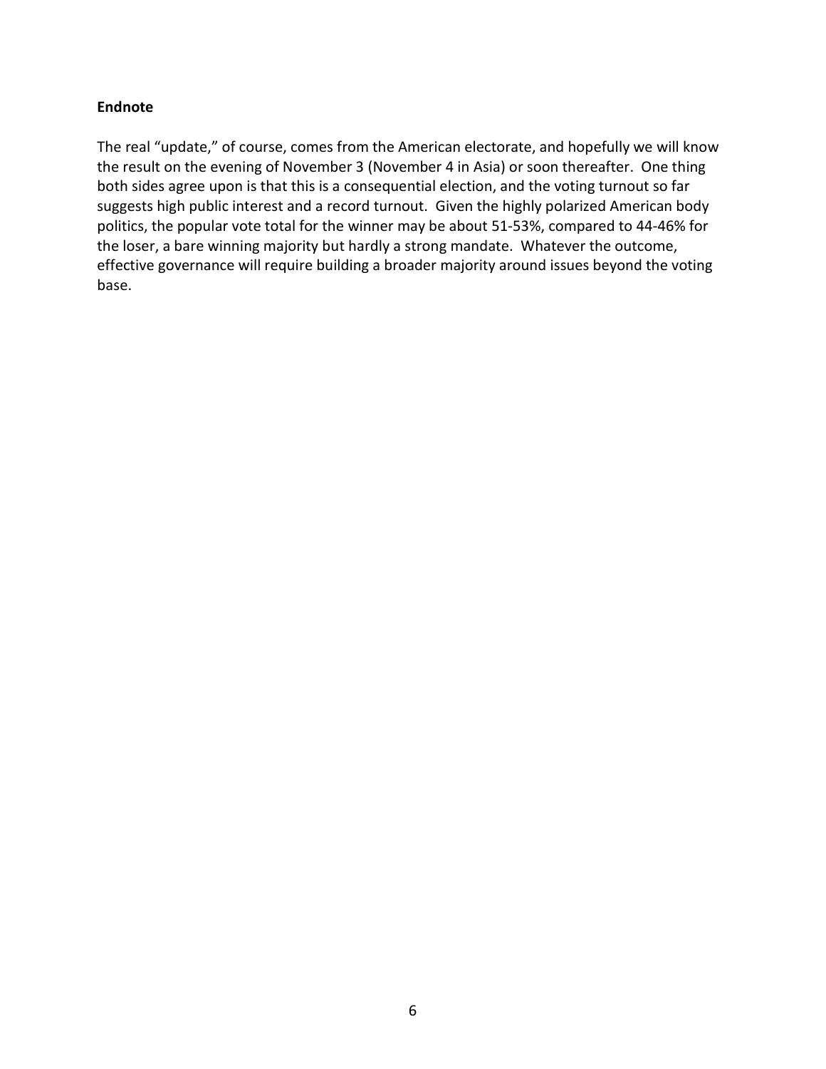**Endnote**

The real "update," of course, comes from the American electorate, and hopefully we will know the result on the evening of November 3 (November 4 in Asia) or soon thereafter. One thing both sides agree upon is that this is a consequential election, and the voting turnout so far suggests high public interest and a record turnout. Given the highly polarized American body politics, the popular vote total for the winner may be about 51-53%, compared to 44-46% for the loser, a bare winning majority but hardly a strong mandate. Whatever the outcome, effective governance will require building a broader majority around issues beyond the voting base.